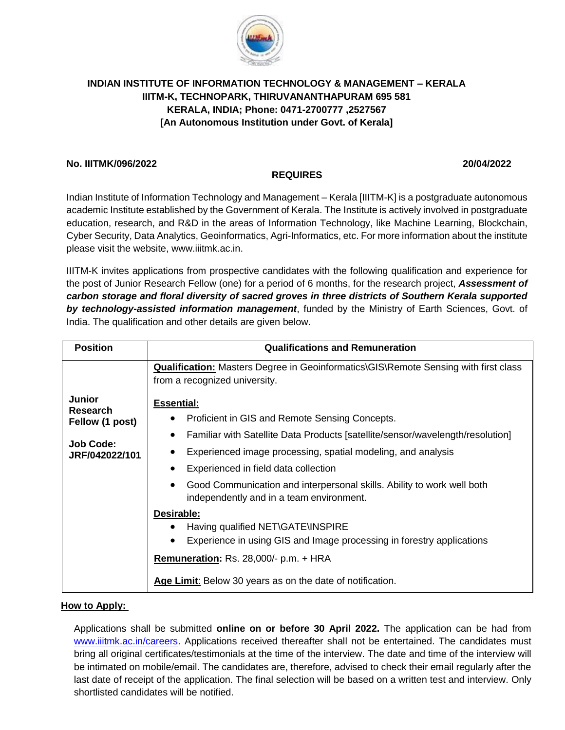**INDIAN INSTITUTE OF INFORMATION TECHNOLOGY & MANAGEMENT – KERALA**
**IIITM-K, TECHNOPARK, THIRUVANANTHAPURAM 695 581**
**KERALA, INDIA; Phone: 0471-2700777 ,2527567**
**[An Autonomous Institution under Govt. of Kerala]**

**No. IIITMK/096/2022** **20/04/2022**

**REQUIRES**

Indian Institute of Information Technology and Management – Kerala [IIITM-K] is a postgraduate autonomous academic Institute established by the Government of Kerala. The Institute is actively involved in postgraduate education, research, and R&D in the areas of Information Technology, like Machine Learning, Blockchain, Cyber Security, Data Analytics, Geoinformatics, Agri-Informatics, etc. For more information about the institute please visit the website, www.iiitmk.ac.in.

IIITM-K invites applications from prospective candidates with the following qualification and experience for the post of Junior Research Fellow (one) for a period of 6 months, for the research project, ***Assessment of carbon storage and floral diversity of sacred groves in three districts of Southern Kerala supported by technology-assisted information management***, funded by the Ministry of Earth Sciences, Govt. of India. The qualification and other details are given below.

| Position | Qualifications and Remuneration |
|---|---|
| **Junior Research Fellow (1 post)**<br><br>**Job Code: JRF/042022/101** | **Qualification:** Masters Degree in Geoinformatics\GIS\Remote Sensing with first class from a recognized university.<br><br>**Essential:**<br>• Proficient in GIS and Remote Sensing Concepts.<br>• Familiar with Satellite Data Products [satellite/sensor/wavelength/resolution]<br>• Experienced image processing, spatial modeling, and analysis<br>• Experienced in field data collection<br>• Good Communication and interpersonal skills. Ability to work well both independently and in a team environment.<br><br>**Desirable:**<br>• Having qualified NET\GATE\INSPIRE<br>• Experience in using GIS and Image processing in forestry applications<br><br>**Remuneration:** Rs. 28,000/- p.m. + HRA<br><br>**Age Limit**: Below 30 years as on the date of notification. |

**How to Apply:**

Applications shall be submitted **online on or before 30 April 2022.** The application can be had from www.iiitmk.ac.in/careers. Applications received thereafter shall not be entertained. The candidates must bring all original certificates/testimonials at the time of the interview. The date and time of the interview will be intimated on mobile/email. The candidates are, therefore, advised to check their email regularly after the last date of receipt of the application. The final selection will be based on a written test and interview. Only shortlisted candidates will be notified.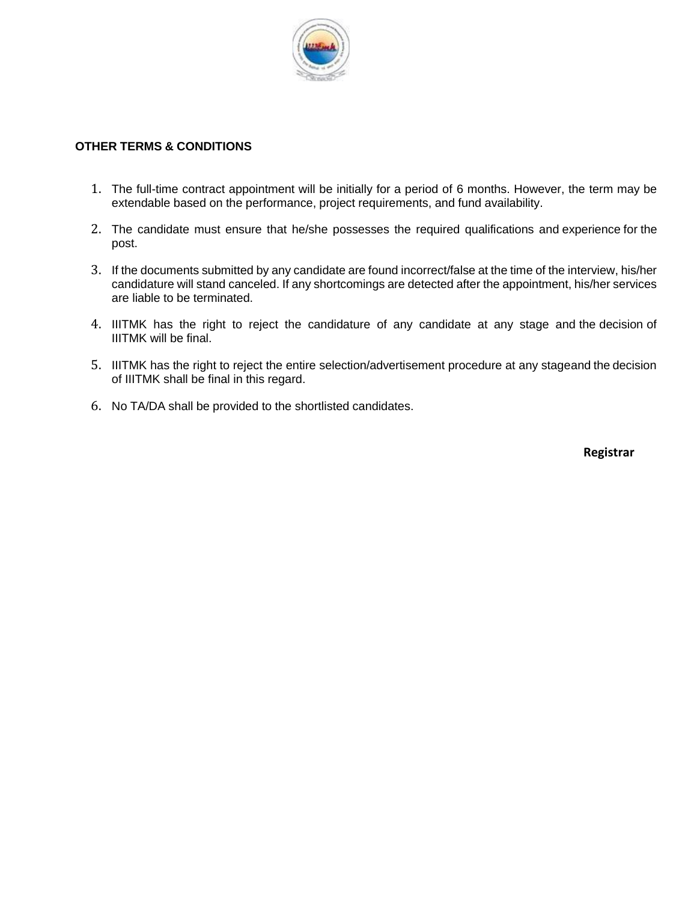**OTHER TERMS & CONDITIONS**

1. The full-time contract appointment will be initially for a period of 6 months. However, the term may be extendable based on the performance, project requirements, and fund availability.
2. The candidate must ensure that he/she possesses the required qualifications and experience for the post.
3. If the documents submitted by any candidate are found incorrect/false at the time of the interview, his/her candidature will stand canceled. If any shortcomings are detected after the appointment, his/her services are liable to be terminated.
4. IIITMK has the right to reject the candidature of any candidate at any stage and the decision of IIITMK will be final.
5. IIITMK has the right to reject the entire selection/advertisement procedure at any stageand the decision of IIITMK shall be final in this regard.
6. No TA/DA shall be provided to the shortlisted candidates.

**Registrar**